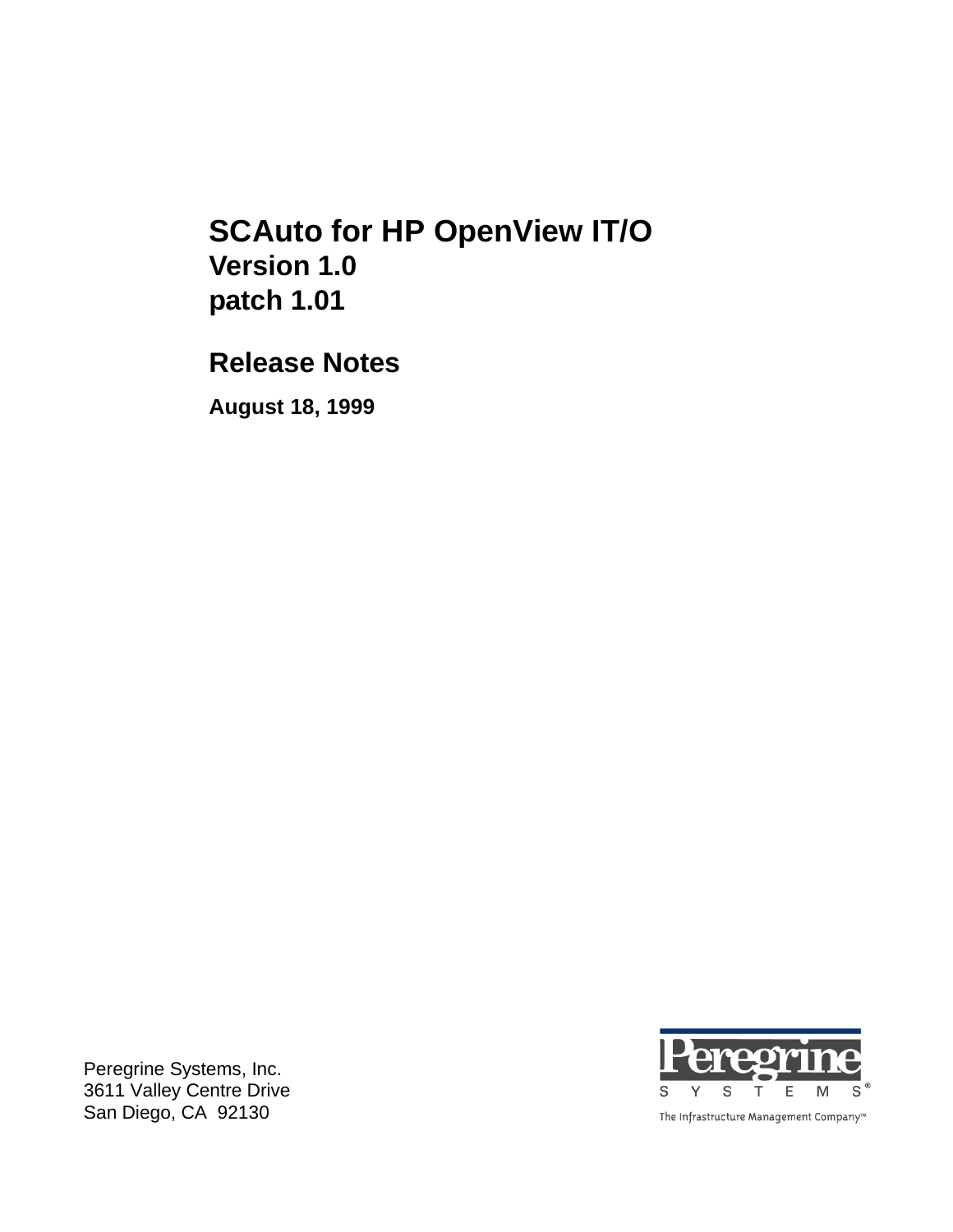# SCAuto for HP OpenView IT/O

## Version 1.0

## patch 1.01

## Release Notes

**August 18, 1999**

Peregrine Systems, Inc.
3611 Valley Centre Drive
San Diego, CA 92130

Peregrine
S Y S T E M S®
The Infrastructure Management Company™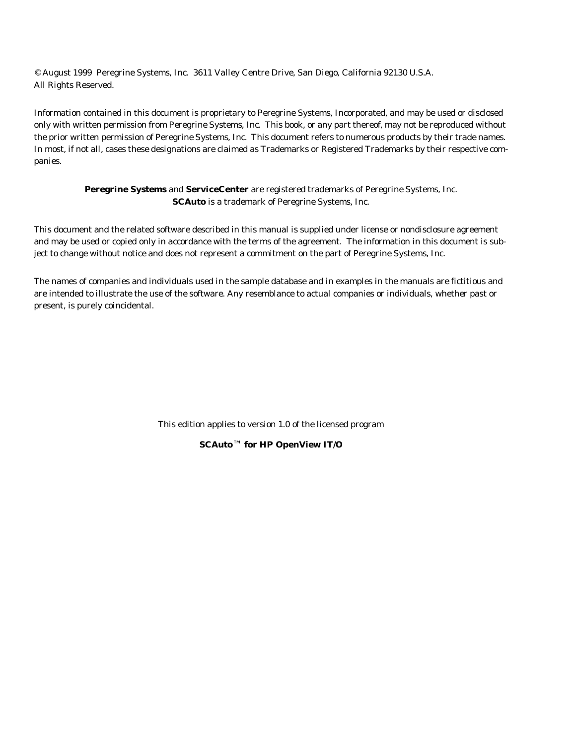© August 1999 Peregrine Systems, Inc. 3611 Valley Centre Drive, San Diego, California 92130 U.S.A.
All Rights Reserved.

Information contained in this document is proprietary to Peregrine Systems, Incorporated, and may be used or disclosed only with written permission from Peregrine Systems, Inc. This book, or any part thereof, may not be reproduced without the prior written permission of Peregrine Systems, Inc. This document refers to numerous products by their trade names. In most, if not all, cases these designations are claimed as Trademarks or Registered Trademarks by their respective companies.

**Peregrine Systems** and **ServiceCenter** are registered trademarks of Peregrine Systems, Inc.
**SCAuto** is a trademark of Peregrine Systems, Inc.

This document and the related software described in this manual is supplied under license or nondisclosure agreement and may be used or copied only in accordance with the terms of the agreement. The information in this document is subject to change without notice and does not represent a commitment on the part of Peregrine Systems, Inc.

The names of companies and individuals used in the sample database and in examples in the manuals are fictitious and are intended to illustrate the use of the software. Any resemblance to actual companies or individuals, whether past or present, is purely coincidental.

This edition applies to version 1.0 of the licensed program

**SCAuto™ for HP OpenView IT/O**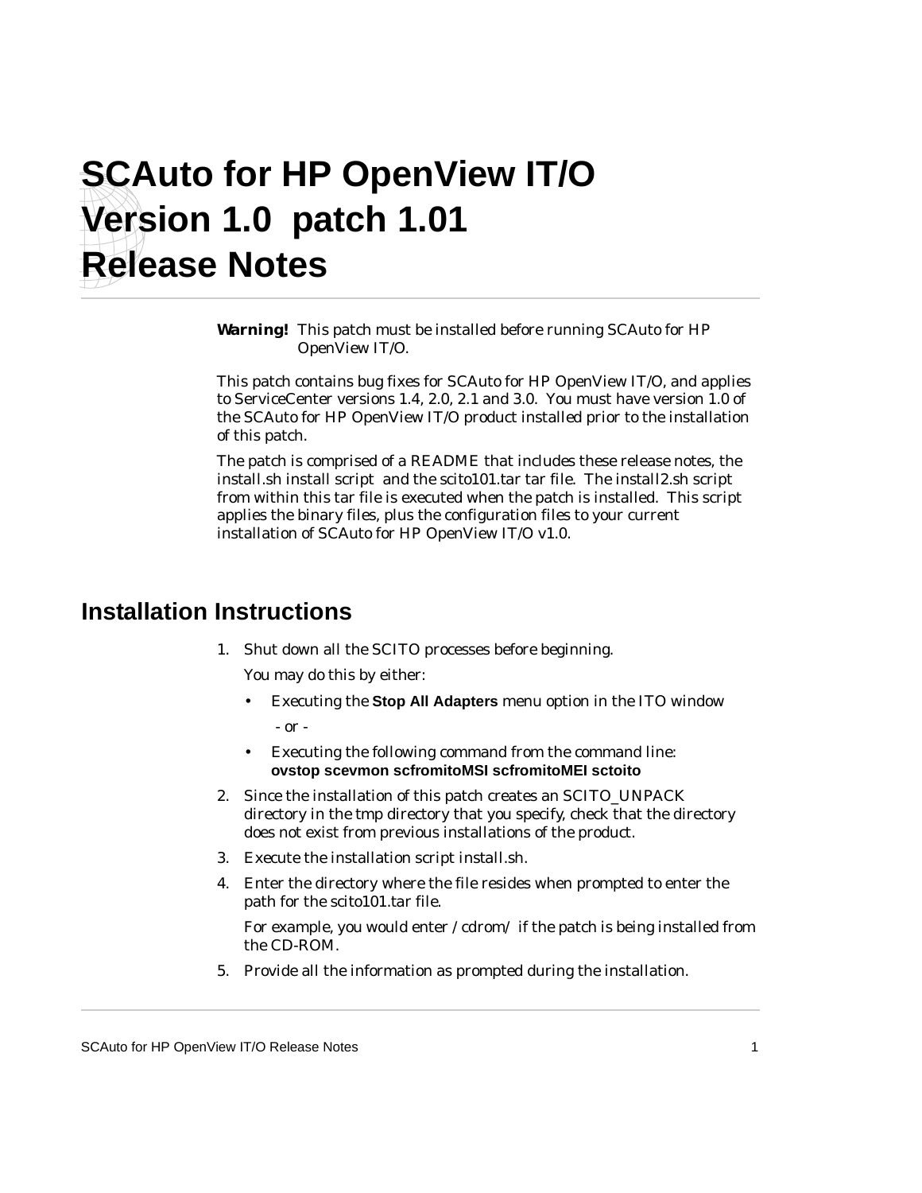# SCAuto for HP OpenView IT/O Version 1.0 patch 1.01 Release Notes

**Warning!** This patch must be installed before running SCAuto for HP OpenView IT/O.

This patch contains bug fixes for SCAuto for HP OpenView IT/O, and applies to ServiceCenter versions 1.4, 2.0, 2.1 and 3.0. You must have version 1.0 of the SCAuto for HP OpenView IT/O product installed prior to the installation of this patch.

The patch is comprised of a README that includes these release notes, the install.sh install script and the scito101.tar tar file. The install2.sh script from within this tar file is executed when the patch is installed. This script applies the binary files, plus the configuration files to your current installation of SCAuto for HP OpenView IT/O v1.0.

## Installation Instructions

1. Shut down all the SCITO processes before beginning.

   You may do this by either:

   - Executing the **Stop All Adapters** menu option in the ITO window

     \- or -

   - Executing the following command from the command line: **ovstop scevmon scfromitoMSI scfromitoMEI sctoito**

2. Since the installation of this patch creates an SCITO_UNPACK directory in the tmp directory that you specify, check that the directory does not exist from previous installations of the product.
3. Execute the installation script install.sh.
4. Enter the directory where the file resides when prompted to enter the path for the scito101.tar file.

   For example, you would enter /cdrom/ if the patch is being installed from the CD-ROM.

5. Provide all the information as prompted during the installation.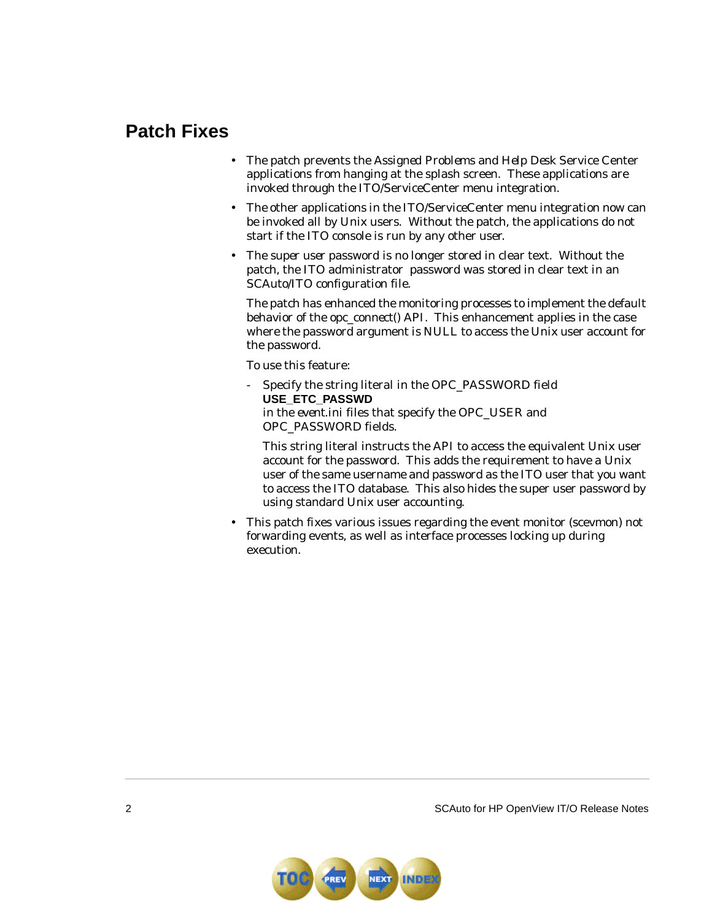## Patch Fixes

- The patch prevents the Assigned Problems and Help Desk Service Center applications from hanging at the splash screen. These applications are invoked through the ITO/ServiceCenter menu integration.
- The other applications in the ITO/ServiceCenter menu integration now can be invoked all by Unix users. Without the patch, the applications do not start if the ITO console is run by any other user.
- The super user password is no longer stored in clear text. Without the patch, the ITO administrator password was stored in clear text in an SCAuto/ITO configuration file.

  The patch has enhanced the monitoring processes to implement the default behavior of the opc_connect() API. This enhancement applies in the case where the password argument is NULL to access the Unix user account for the password.

  To use this feature:

  - Specify the string literal in the OPC_PASSWORD field
    **USE_ETC_PASSWD**
    in the event.ini files that specify the OPC_USER and OPC_PASSWORD fields.

    This string literal instructs the API to access the equivalent Unix user account for the password. This adds the requirement to have a Unix user of the same username and password as the ITO user that you want to access the ITO database. This also hides the super user password by using standard Unix user accounting.
- This patch fixes various issues regarding the event monitor (scevmon) not forwarding events, as well as interface processes locking up during execution.